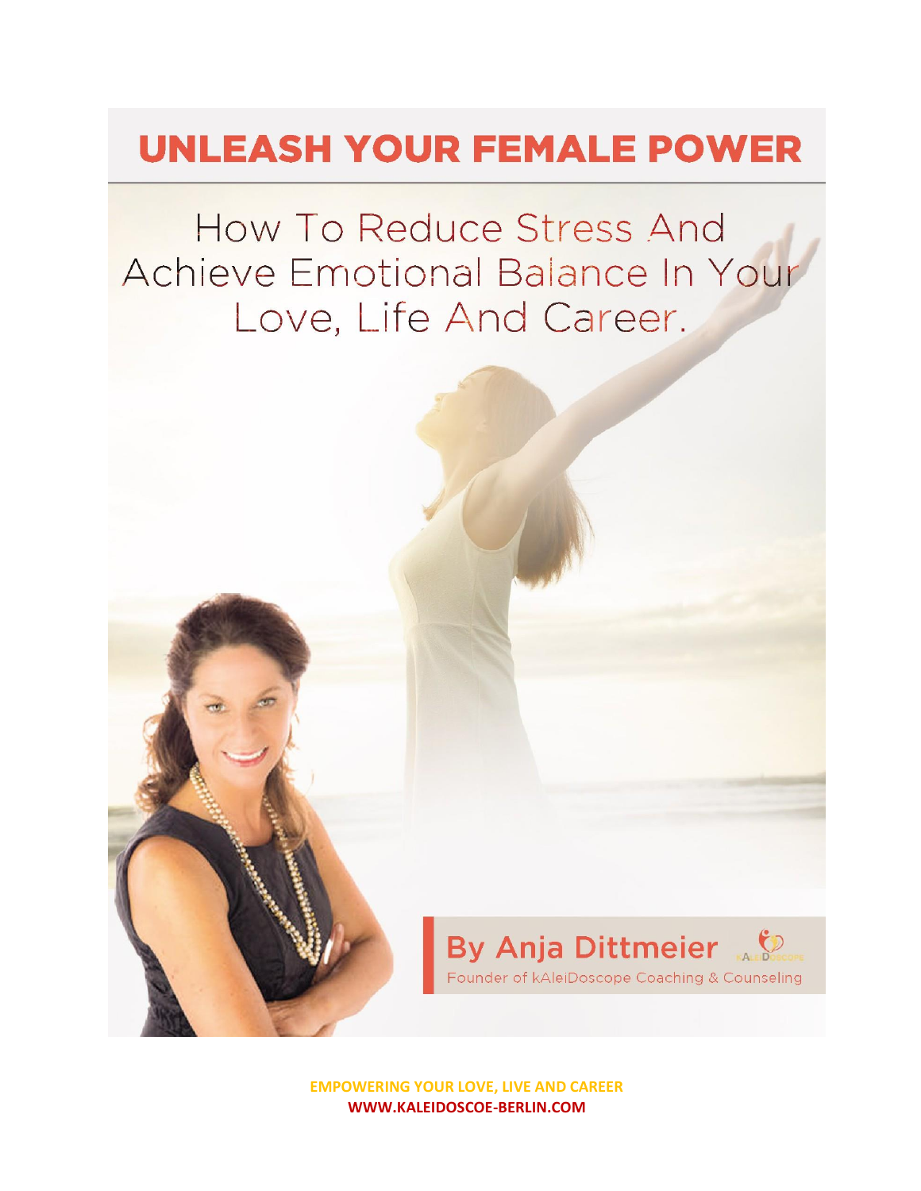# UNLEASH YOUR FEMALE POWER

## How To Reduce Stress And Achieve Emotional Balance In Your Love, Life And Career.

**By Anja Dittmeier**

Founder of kAleiDoscope Coaching & Counseling

**EMPOWERING YOUR LOVE, LIVE AND CAREER**
**WWW.KALEIDOSCOE-BERLIN.COM**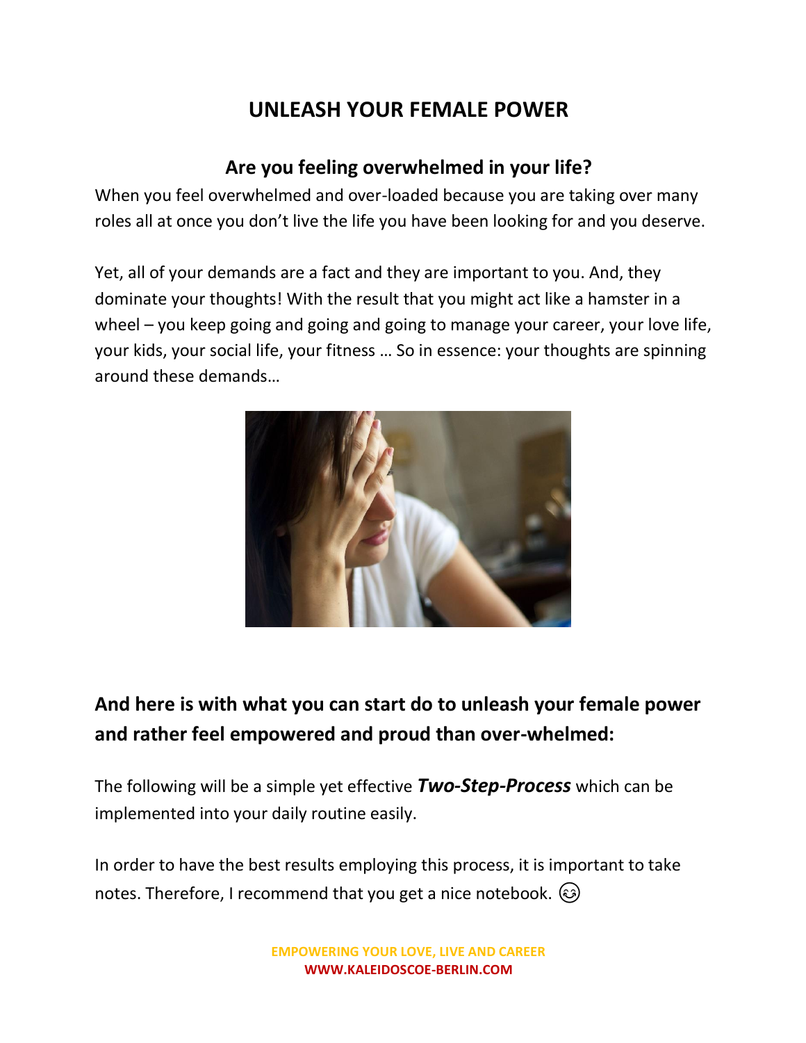# UNLEASH YOUR FEMALE POWER

## Are you feeling overwhelmed in your life?

When you feel overwhelmed and over-loaded because you are taking over many roles all at once you don't live the life you have been looking for and you deserve.

Yet, all of your demands are a fact and they are important to you. And, they dominate your thoughts! With the result that you might act like a hamster in a wheel – you keep going and going and going to manage your career, your love life, your kids, your social life, your fitness … So in essence: your thoughts are spinning around these demands…

## And here is with what you can start do to unleash your female power and rather feel empowered and proud than over-whelmed:

The following will be a simple yet effective ***Two-Step-Process*** which can be implemented into your daily routine easily.

In order to have the best results employing this process, it is important to take notes. Therefore, I recommend that you get a nice notebook. 😊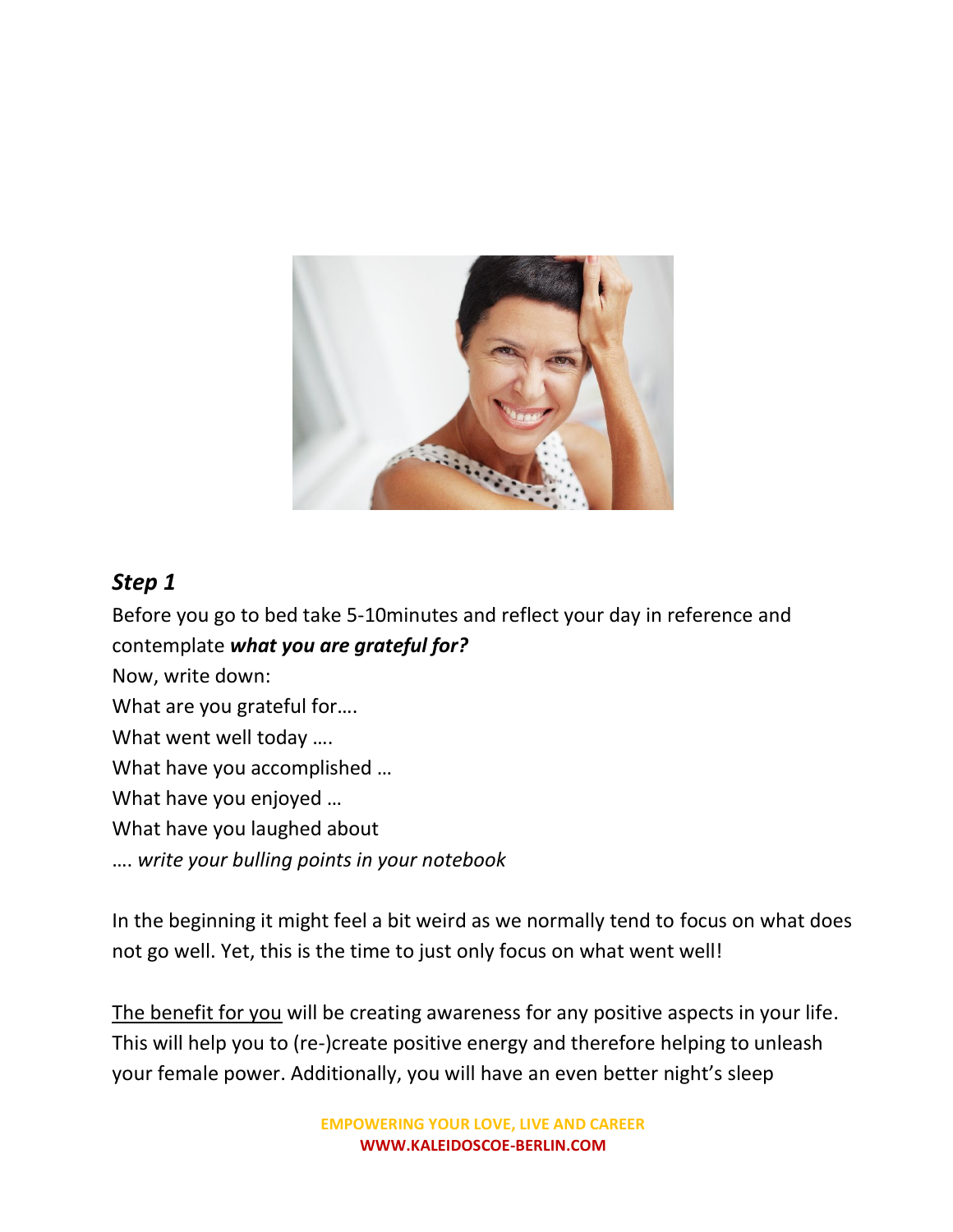## *Step 1*

Before you go to bed take 5-10minutes and reflect your day in reference and contemplate ***what you are grateful for?***

Now, write down:

What are you grateful for….

What went well today ….

What have you accomplished …

What have you enjoyed …

What have you laughed about

…. *write your bulling points in your notebook*

In the beginning it might feel a bit weird as we normally tend to focus on what does not go well. Yet, this is the time to just only focus on what went well!

<u>The benefit for you</u> will be creating awareness for any positive aspects in your life. This will help you to (re-)create positive energy and therefore helping to unleash your female power. Additionally, you will have an even better night's sleep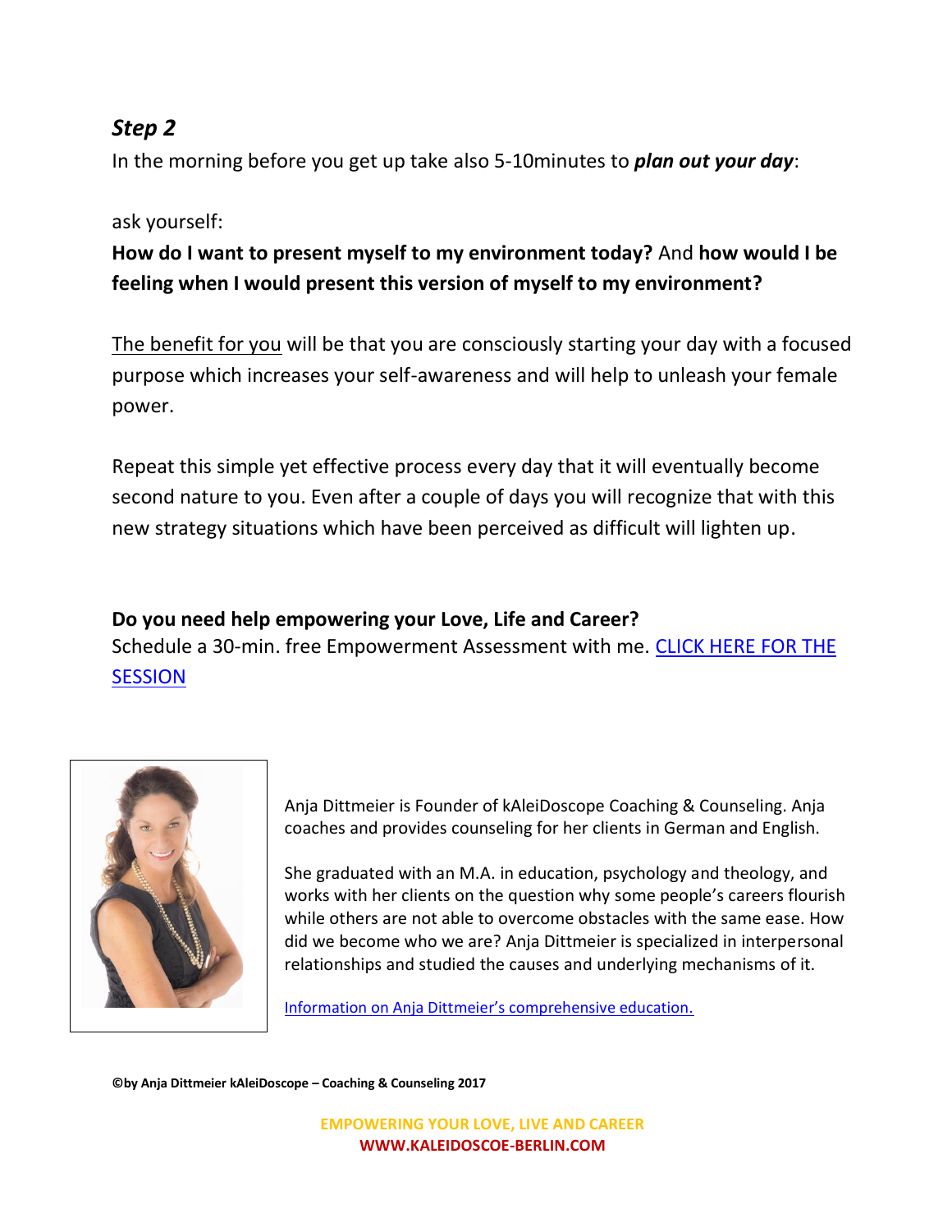### *Step 2*

In the morning before you get up take also 5-10minutes to ***plan out your day***:

ask yourself:

**How do I want to present myself to my environment today?** And **how would I be feeling when I would present this version of myself to my environment?**

The benefit for you will be that you are consciously starting your day with a focused purpose which increases your self-awareness and will help to unleash your female power.

Repeat this simple yet effective process every day that it will eventually become second nature to you. Even after a couple of days you will recognize that with this new strategy situations which have been perceived as difficult will lighten up.

**Do you need help empowering your Love, Life and Career?**
Schedule a 30-min. free Empowerment Assessment with me. CLICK HERE FOR THE SESSION

Anja Dittmeier is Founder of kAleiDoscope Coaching & Counseling. Anja coaches and provides counseling for her clients in German and English.

She graduated with an M.A. in education, psychology and theology, and works with her clients on the question why some people's careers flourish while others are not able to overcome obstacles with the same ease. How did we become who we are? Anja Dittmeier is specialized in interpersonal relationships and studied the causes and underlying mechanisms of it.

Information on Anja Dittmeier's comprehensive education.

**©by Anja Dittmeier kAleiDoscope – Coaching & Counseling 2017**

**EMPOWERING YOUR LOVE, LIVE AND CAREER**
**WWW.KALEIDOSCOE-BERLIN.COM**